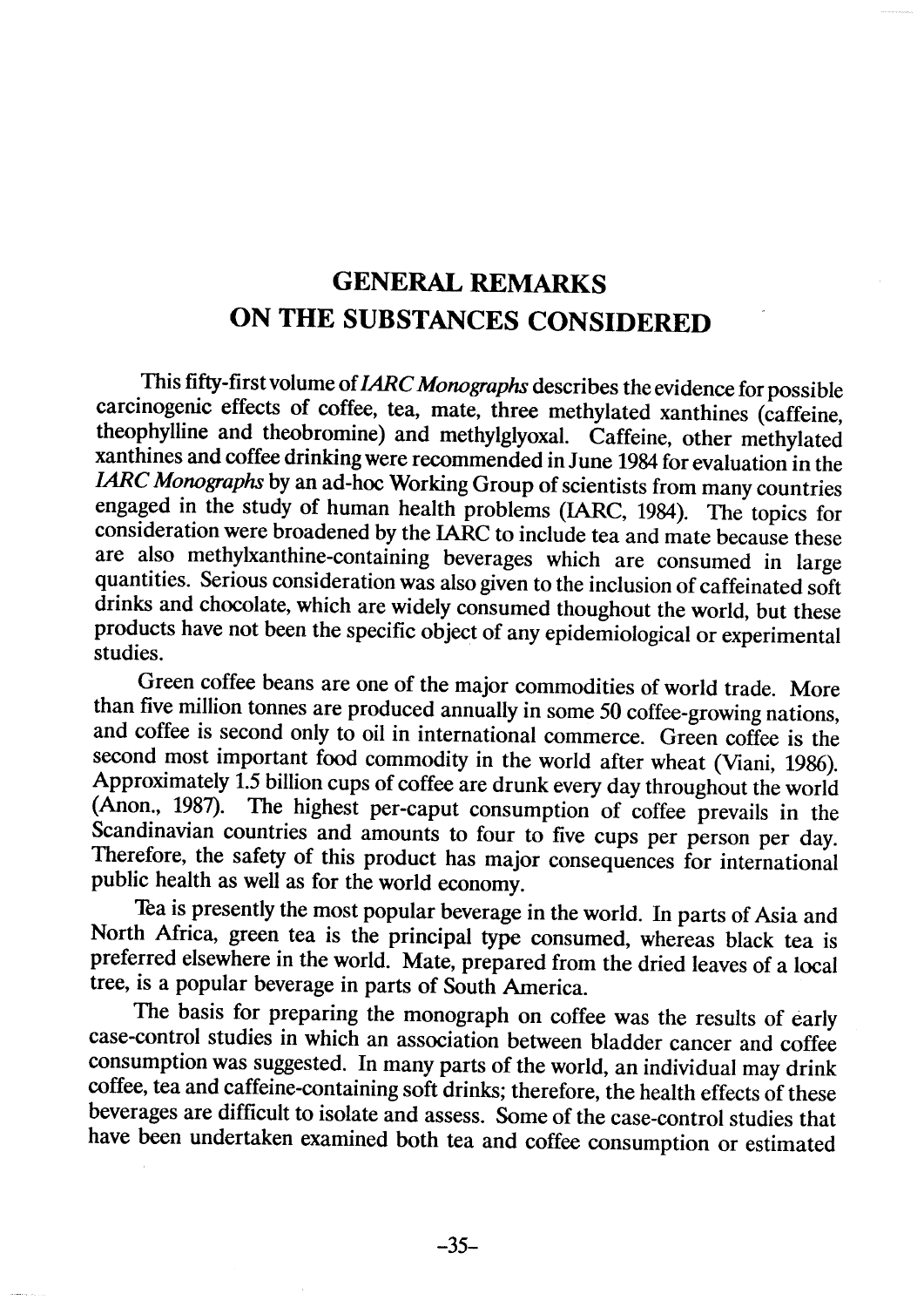# GENERAL REMARKS ON THE SUBSTANCES CONSIDERED

This fifty-first volume of *IARC Monographs* describes the evidence for possible carcinogenic effects of coffee, tea, mate, three methylated xanthines (caffeine, theophylline and theobromine) and methylglyoxal. Caffeine, other methylated xanthines and coffee drinking were recommended in June 1984 for evaluation in the *IARC Monographs* by an ad-hoc Working Group of scientists from many countries engaged in the study of human health problems (IARC, 1984). The topics for consideration were broadened by the IARC to include tea and mate because these are also methylxanthine-containing beverages which are consumed in large quantities. Serious consideration was also given to the inclusion of caffeinated soft drinks and chocolate, which are widely consumed thoughout the world, but these products have not been the specific object of any epidemiological or experimental studies.

Green coffee beans are one of the major commodities of world trade. More than five million tonnes are produced annually in some 50 coffee-growing nations, and coffee is second only to oil in international commerce. Green coffee is the second most important food commodity in the world after wheat (Viani, 1986). Approximately 1.5 billion cups of coffee are drunk every day throughout the world (Anon., 1987). The highest per-caput consumption of coffee prevails in the Scandinavian countries and amounts to four to five cups per person per day. Therefore, the safety of this product has major consequences for international public health as well as for the world economy.

Tea is presently the most popular beverage in the world. In parts of Asia and North Africa, green tea is the principal type consumed, whereas black tea is preferred elsewhere in the world. Mate, prepared from the dried leaves of a local tree, is a popular beverage in parts of South America.

The basis for preparing the monograph on coffee was the results of early case-control studies in which an association between bladder cancer and coffee consumption was suggested. In many parts of the world, an individual may drink coffee, tea and caffeine-containing soft drinks; therefore, the health effects of these beverages are difficult to isolate and assess. Some of the case-control studies that have been undertaken examined both tea and coffee consumption or estimated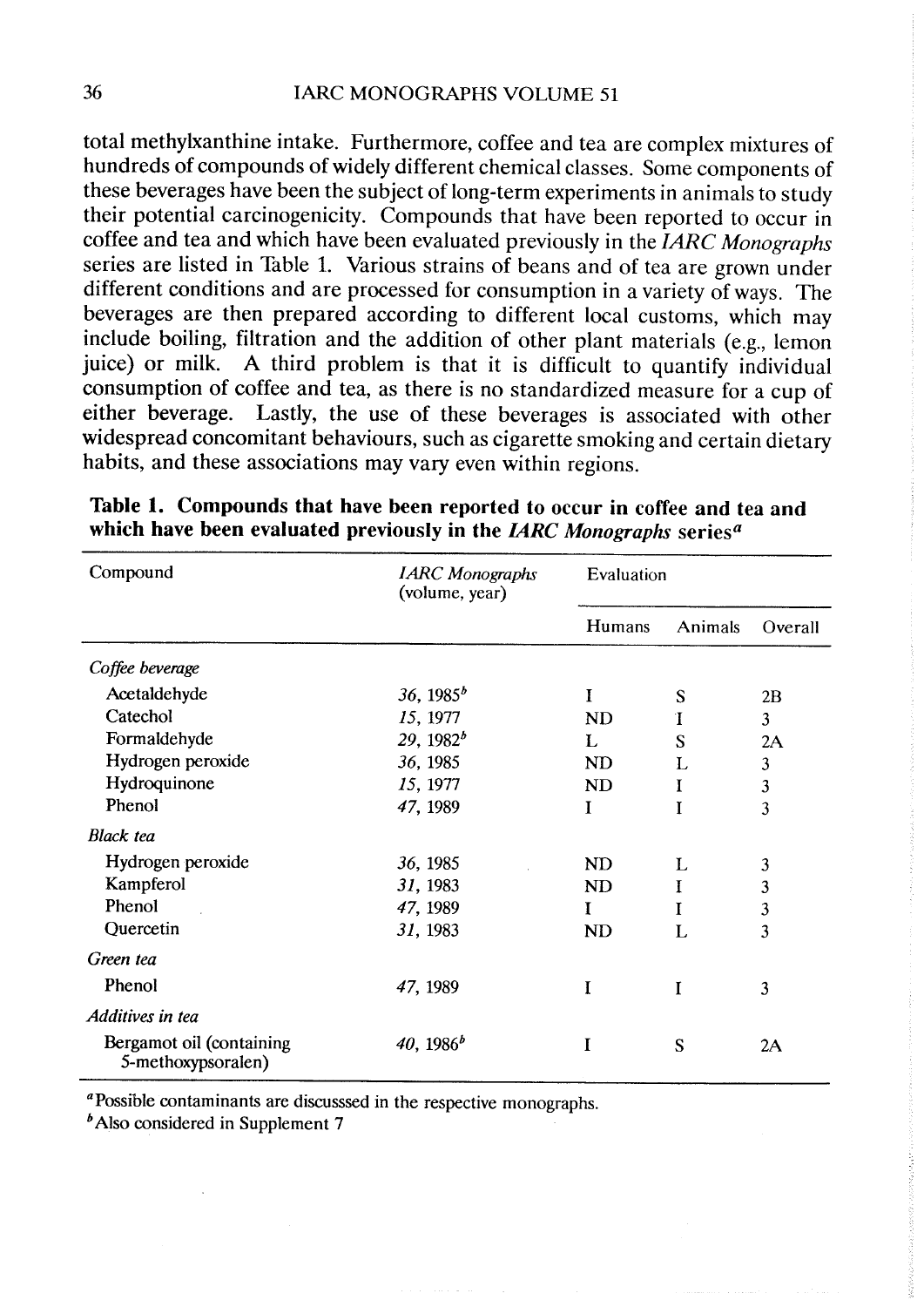total methylxanthine intake. Furthermore, coffee and tea are complex mixtures of hundreds of compounds of widely different chemical classes. Some components of these beverages have been the subject of long-term experiments in animals to study their potential carcinogenicity. Compounds that have been reported to occur in coffee and tea and which have been evaluated previously in the *IARC Monographs* series are listed in Table 1. Various strains of beans and of tea are grown under different conditions and are processed for consumption in a variety of ways. The beverages are then prepared according to different local customs, which may include boiling, filtration and the addition of other plant materials (e.g., lemon juice) or milk. A third problem is that it is difficult to quantify individual consumption of coffee and tea, as there is no standardized measure for a cup of either beverage. Lastly, the use of these beverages is associated with other widespread concomitant behaviours, such as cigarette smoking and certain dietary habits, and these associations may vary even within regions.

**Table 1. Compounds that have been reported to occur in coffee and tea and which have been evaluated previously in the *IARC Monographs* series[a]**

| Compound | *IARC Monographs* (volume, year) | Evaluation | | |
|---|---|---|---|---|
| | | Humans | Animals | Overall |
| *Coffee beverage* | | | | |
| Acetaldehyde | *36*, 1985[b] | I | S | 2B |
| Catechol | *15*, 1977 | ND | I | 3 |
| Formaldehyde | *29*, 1982[b] | L | S | 2A |
| Hydrogen peroxide | *36*, 1985 | ND | L | 3 |
| Hydroquinone | *15*, 1977 | ND | I | 3 |
| Phenol | *47*, 1989 | I | I | 3 |
| *Black tea* | | | | |
| Hydrogen peroxide | *36*, 1985 | ND | L | 3 |
| Kampferol | *31*, 1983 | ND | I | 3 |
| Phenol | *47*, 1989 | I | I | 3 |
| Quercetin | *31*, 1983 | ND | L | 3 |
| *Green tea* | | | | |
| Phenol | *47*, 1989 | I | I | 3 |
| *Additives in tea* | | | | |
| Bergamot oil (containing 5-methoxypsoralen) | *40*, 1986[b] | I | S | 2A |

[a]Possible contaminants are discusssed in the respective monographs.
[b]Also considered in Supplement 7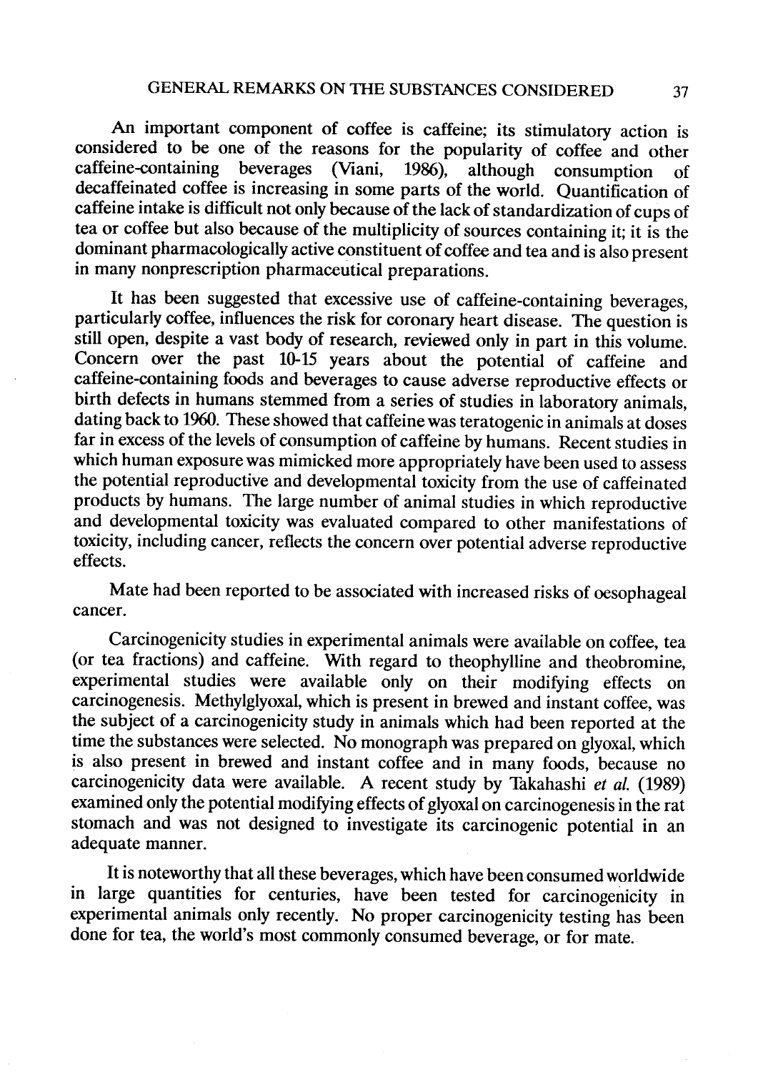An important component of coffee is caffeine; its stimulatory action is considered to be one of the reasons for the popularity of coffee and other caffeine-containing beverages (Viani, 1986), although consumption of decaffeinated coffee is increasing in some parts of the world. Quantification of caffeine intake is difficult not only because of the lack of standardization of cups of tea or coffee but also because of the multiplicity of sources containing it; it is the dominant pharmacologically active constituent of coffee and tea and is also present in many nonprescription pharmaceutical preparations.

It has been suggested that excessive use of caffeine-containing beverages, particularly coffee, influences the risk for coronary heart disease. The question is still open, despite a vast body of research, reviewed only in part in this volume. Concern over the past 10-15 years about the potential of caffeine and caffeine-containing foods and beverages to cause adverse reproductive effects or birth defects in humans stemmed from a series of studies in laboratory animals, dating back to 1960. These showed that caffeine was teratogenic in animals at doses far in excess of the levels of consumption of caffeine by humans. Recent studies in which human exposure was mimicked more appropriately have been used to assess the potential reproductive and developmental toxicity from the use of caffeinated products by humans. The large number of animal studies in which reproductive and developmental toxicity was evaluated compared to other manifestations of toxicity, including cancer, reflects the concern over potential adverse reproductive effects.

Mate had been reported to be associated with increased risks of oesophageal cancer.

Carcinogenicity studies in experimental animals were available on coffee, tea (or tea fractions) and caffeine. With regard to theophylline and theobromine, experimental studies were available only on their modifying effects on carcinogenesis. Methylglyoxal, which is present in brewed and instant coffee, was the subject of a carcinogenicity study in animals which had been reported at the time the substances were selected. No monograph was prepared on glyoxal, which is also present in brewed and instant coffee and in many foods, because no carcinogenicity data were available. A recent study by Takahashi *et al.* (1989) examined only the potential modifying effects of glyoxal on carcinogenesis in the rat stomach and was not designed to investigate its carcinogenic potential in an adequate manner.

It is noteworthy that all these beverages, which have been consumed worldwide in large quantities for centuries, have been tested for carcinogenicity in experimental animals only recently. No proper carcinogenicity testing has been done for tea, the world's most commonly consumed beverage, or for mate.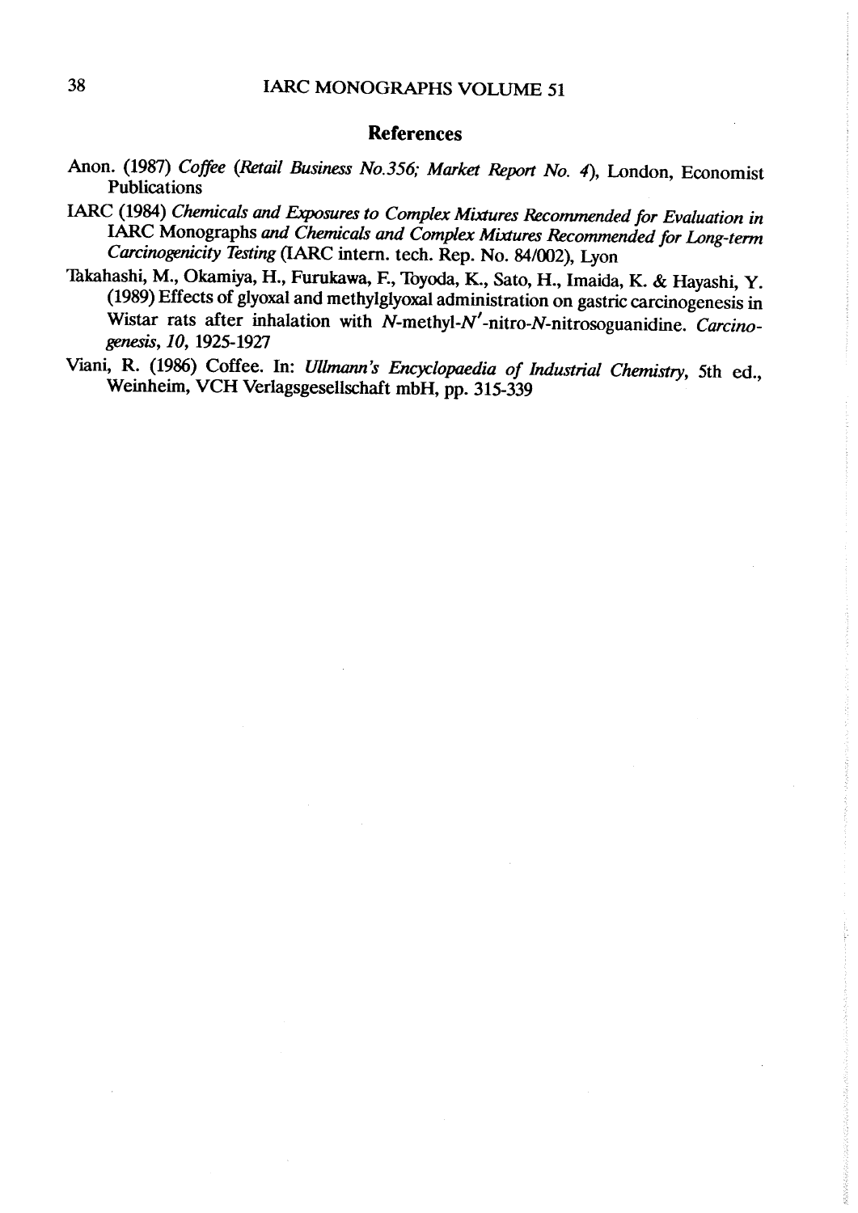## References

Anon. (1987) *Coffee (Retail Business No.356; Market Report No. 4)*, London, Economist Publications

IARC (1984) *Chemicals and Exposures to Complex Mixtures Recommended for Evaluation in* IARC Monographs *and Chemicals and Complex Mixtures Recommended for Long-term Carcinogenicity Testing* (IARC intern. tech. Rep. No. 84/002), Lyon

Takahashi, M., Okamiya, H., Furukawa, F., Toyoda, K., Sato, H., Imaida, K. & Hayashi, Y. (1989) Effects of glyoxal and methylglyoxal administration on gastric carcinogenesis in Wistar rats after inhalation with *N*-methyl-*N'*-nitro-*N*-nitrosoguanidine. *Carcinogenesis*, *10*, 1925-1927

Viani, R. (1986) Coffee. In: *Ullmann's Encyclopaedia of Industrial Chemistry*, 5th ed., Weinheim, VCH Verlagsgesellschaft mbH, pp. 315-339